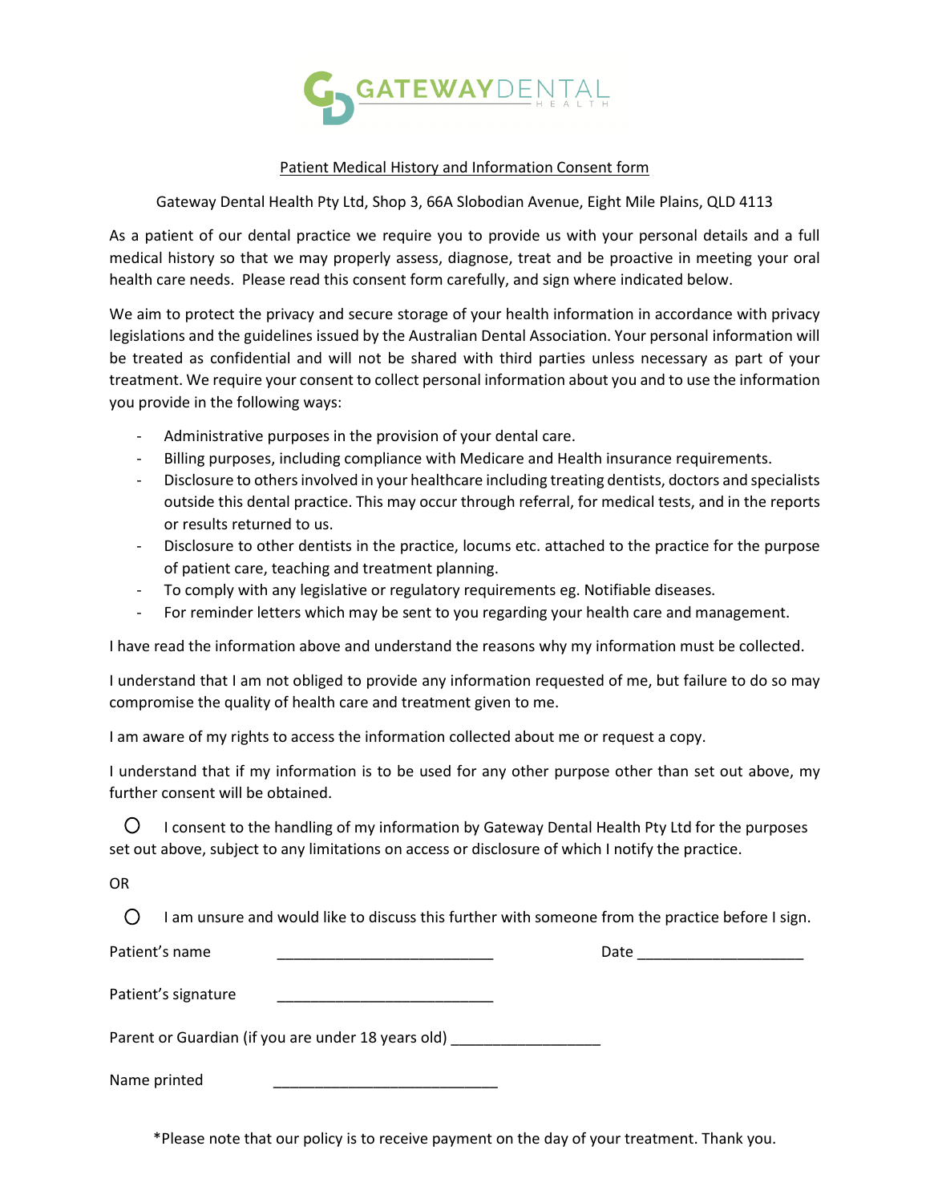GATEWAYDENTAL HEALTH

Patient Medical History and Information Consent form

Gateway Dental Health Pty Ltd, Shop 3, 66A Slobodian Avenue, Eight Mile Plains, QLD 4113

As a patient of our dental practice we require you to provide us with your personal details and a full medical history so that we may properly assess, diagnose, treat and be proactive in meeting your oral health care needs. Please read this consent form carefully, and sign where indicated below.

We aim to protect the privacy and secure storage of your health information in accordance with privacy legislations and the guidelines issued by the Australian Dental Association. Your personal information will be treated as confidential and will not be shared with third parties unless necessary as part of your treatment. We require your consent to collect personal information about you and to use the information you provide in the following ways:

- Administrative purposes in the provision of your dental care.
- Billing purposes, including compliance with Medicare and Health insurance requirements.
- Disclosure to others involved in your healthcare including treating dentists, doctors and specialists outside this dental practice. This may occur through referral, for medical tests, and in the reports or results returned to us.
- Disclosure to other dentists in the practice, locums etc. attached to the practice for the purpose of patient care, teaching and treatment planning.
- To comply with any legislative or regulatory requirements eg. Notifiable diseases.
- For reminder letters which may be sent to you regarding your health care and management.

I have read the information above and understand the reasons why my information must be collected.

I understand that I am not obliged to provide any information requested of me, but failure to do so may compromise the quality of health care and treatment given to me.

I am aware of my rights to access the information collected about me or request a copy.

I understand that if my information is to be used for any other purpose other than set out above, my further consent will be obtained.

○ I consent to the handling of my information by Gateway Dental Health Pty Ltd for the purposes set out above, subject to any limitations on access or disclosure of which I notify the practice.

OR

○ I am unsure and would like to discuss this further with someone from the practice before I sign.

Patient's name ___________________________ Date ____________________

Patient's signature ___________________________

Parent or Guardian (if you are under 18 years old) __________________

Name printed ___________________________

*Please note that our policy is to receive payment on the day of your treatment. Thank you.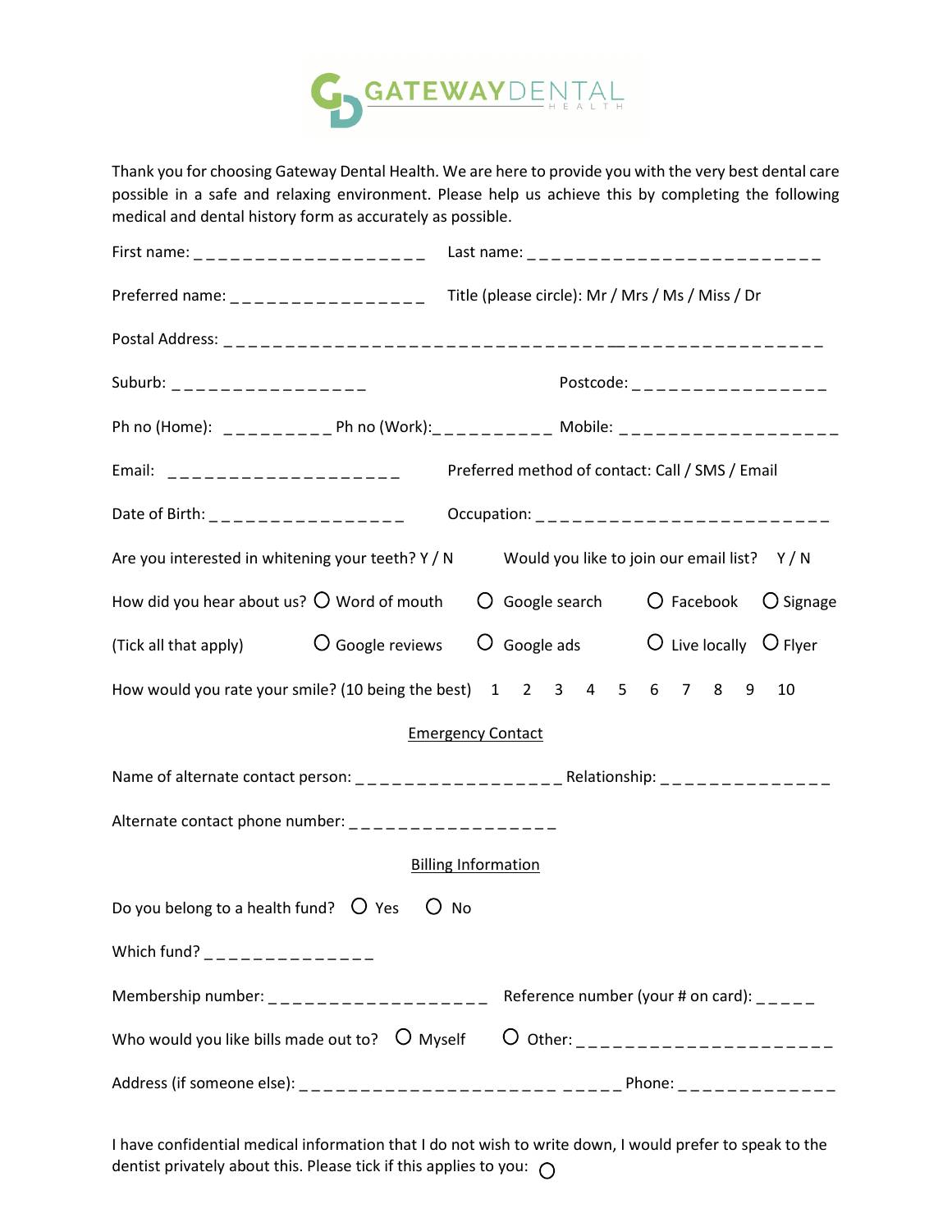GATEWAYDENTAL HEALTH

Thank you for choosing Gateway Dental Health. We are here to provide you with the very best dental care possible in a safe and relaxing environment. Please help us achieve this by completing the following medical and dental history form as accurately as possible.

First name: ____________________ Last name: _________________________

Preferred name: _________________ Title (please circle): Mr / Mrs / Ms / Miss / Dr

Postal Address: ____________________________________________________

Suburb: _________________ Postcode: _________________

Ph no (Home): __________ Ph no (Work):___________ Mobile: ___________________

Email: ____________________ Preferred method of contact: Call / SMS / Email

Date of Birth: _________________ Occupation: _________________________

Are you interested in whitening your teeth? Y / N Would you like to join our email list? Y / N

How did you hear about us? (Tick all that apply)

- ○ Word of mouth
- ○ Google search
- ○ Facebook
- ○ Signage
- ○ Google reviews
- ○ Google ads
- ○ Live locally
- ○ Flyer

How would you rate your smile? (10 being the best) 1 2 3 4 5 6 7 8 9 10

## Emergency Contact

Name of alternate contact person: ___________________ Relationship: _______________

Alternate contact phone number: __________________

## Billing Information

Do you belong to a health fund? ○ Yes ○ No

Which fund? _______________

Membership number: ___________________ Reference number (your # on card): _____

Who would you like bills made out to? ○ Myself ○ Other: ______________________

Address (if someone else): ____________________________ Phone: ______________

I have confidential medical information that I do not wish to write down, I would prefer to speak to the dentist privately about this. Please tick if this applies to you: ○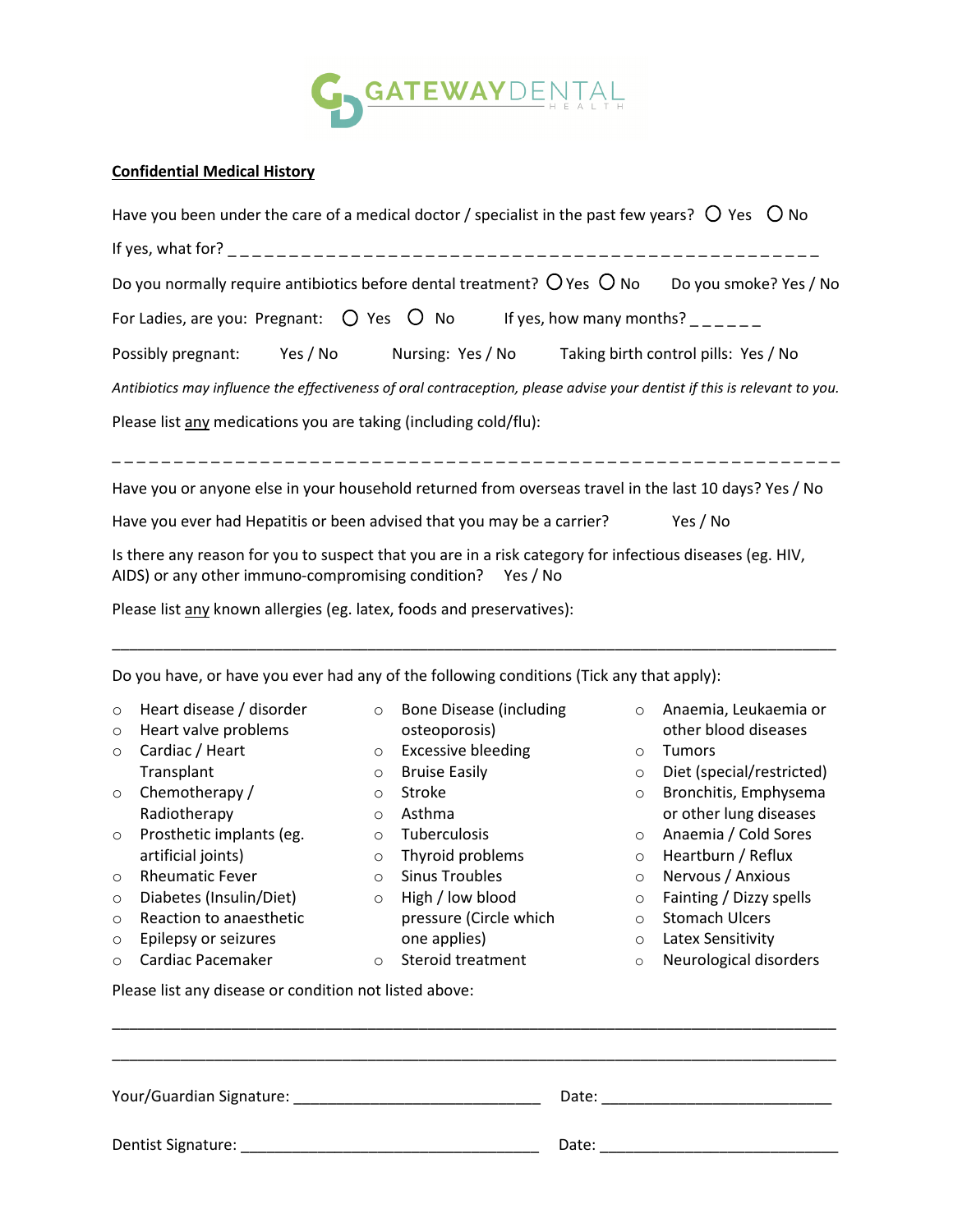GATEWAYDENTAL HEALTH

**Confidential Medical History**

Have you been under the care of a medical doctor / specialist in the past few years? ○ Yes ○ No

If yes, what for? _ _ _ _ _ _ _ _ _ _ _ _ _ _ _ _ _ _ _ _ _ _ _ _ _ _ _ _ _ _ _ _ _ _ _ _ _ _ _ _ _ _ _ _ _ _ _ _ _ _

Do you normally require antibiotics before dental treatment? ○ Yes ○ No Do you smoke? Yes / No

For Ladies, are you: Pregnant: ○ Yes ○ No If yes, how many months? _ _ _ _ _ _

Possibly pregnant: Yes / No Nursing: Yes / No Taking birth control pills: Yes / No

*Antibiotics may influence the effectiveness of oral contraception, please advise your dentist if this is relevant to you.*

Please list any medications you are taking (including cold/flu):

_ _ _ _ _ _ _ _ _ _ _ _ _ _ _ _ _ _ _ _ _ _ _ _ _ _ _ _ _ _ _ _ _ _ _ _ _ _ _ _ _ _ _ _ _ _ _ _ _ _ _ _ _ _ _ _ _ _ _ _ _ _

Have you or anyone else in your household returned from overseas travel in the last 10 days? Yes / No

Have you ever had Hepatitis or been advised that you may be a carrier? Yes / No

Is there any reason for you to suspect that you are in a risk category for infectious diseases (eg. HIV, AIDS) or any other immuno-compromising condition? Yes / No

Please list any known allergies (eg. latex, foods and preservatives):

______________________________________________________________________________

Do you have, or have you ever had any of the following conditions (Tick any that apply):

- Heart disease / disorder
- Heart valve problems
- Cardiac / Heart Transplant
- Chemotherapy / Radiotherapy
- Prosthetic implants (eg. artificial joints)
- Rheumatic Fever
- Diabetes (Insulin/Diet)
- Reaction to anaesthetic
- Epilepsy or seizures
- Cardiac Pacemaker
- Bone Disease (including osteoporosis)
- Excessive bleeding
- Bruise Easily
- Stroke
- Asthma
- Tuberculosis
- Thyroid problems
- Sinus Troubles
- High / low blood pressure (Circle which one applies)
- Steroid treatment
- Anaemia, Leukaemia or other blood diseases
- Tumors
- Diet (special/restricted)
- Bronchitis, Emphysema or other lung diseases
- Anaemia / Cold Sores
- Heartburn / Reflux
- Nervous / Anxious
- Fainting / Dizzy spells
- Stomach Ulcers
- Latex Sensitivity
- Neurological disorders

Please list any disease or condition not listed above:

______________________________________________________________________________

______________________________________________________________________________

Your/Guardian Signature: ____________________________ Date: __________________________

Dentist Signature: __________________________________ Date: ___________________________